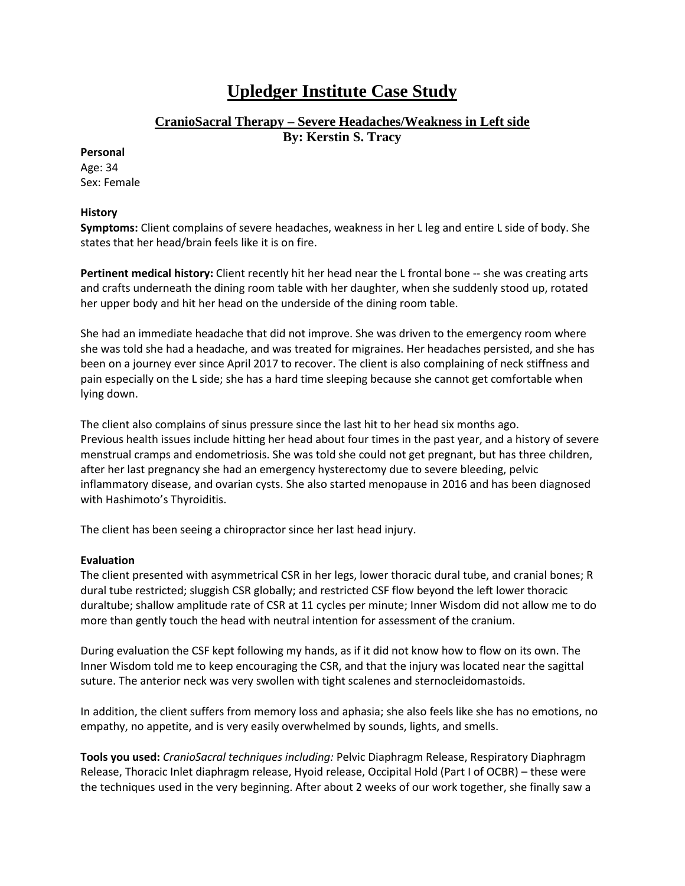# Upledger Institute Case Study

## CranioSacral Therapy – Severe Headaches/Weakness in Left side

**By: Kerstin S. Tracy**

**Personal**

Age: 34
Sex: Female

**History**

**Symptoms:** Client complains of severe headaches, weakness in her L leg and entire L side of body. She states that her head/brain feels like it is on fire.

**Pertinent medical history:** Client recently hit her head near the L frontal bone -- she was creating arts and crafts underneath the dining room table with her daughter, when she suddenly stood up, rotated her upper body and hit her head on the underside of the dining room table.

She had an immediate headache that did not improve. She was driven to the emergency room where she was told she had a headache, and was treated for migraines. Her headaches persisted, and she has been on a journey ever since April 2017 to recover. The client is also complaining of neck stiffness and pain especially on the L side; she has a hard time sleeping because she cannot get comfortable when lying down.

The client also complains of sinus pressure since the last hit to her head six months ago.
Previous health issues include hitting her head about four times in the past year, and a history of severe menstrual cramps and endometriosis. She was told she could not get pregnant, but has three children, after her last pregnancy she had an emergency hysterectomy due to severe bleeding, pelvic inflammatory disease, and ovarian cysts. She also started menopause in 2016 and has been diagnosed with Hashimoto's Thyroiditis.

The client has been seeing a chiropractor since her last head injury.

**Evaluation**

The client presented with asymmetrical CSR in her legs, lower thoracic dural tube, and cranial bones; R dural tube restricted; sluggish CSR globally; and restricted CSF flow beyond the left lower thoracic duraltube; shallow amplitude rate of CSR at 11 cycles per minute; Inner Wisdom did not allow me to do more than gently touch the head with neutral intention for assessment of the cranium.

During evaluation the CSF kept following my hands, as if it did not know how to flow on its own. The Inner Wisdom told me to keep encouraging the CSR, and that the injury was located near the sagittal suture. The anterior neck was very swollen with tight scalenes and sternocleidomastoids.

In addition, the client suffers from memory loss and aphasia; she also feels like she has no emotions, no empathy, no appetite, and is very easily overwhelmed by sounds, lights, and smells.

**Tools you used:** *CranioSacral techniques including:* Pelvic Diaphragm Release, Respiratory Diaphragm Release, Thoracic Inlet diaphragm release, Hyoid release, Occipital Hold (Part I of OCBR) – these were the techniques used in the very beginning. After about 2 weeks of our work together, she finally saw a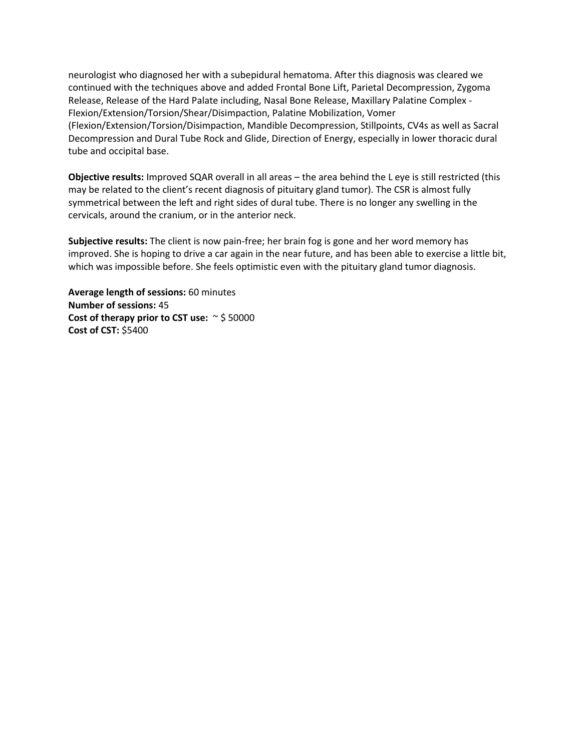neurologist who diagnosed her with a subepidural hematoma. After this diagnosis was cleared we continued with the techniques above and added Frontal Bone Lift, Parietal Decompression, Zygoma Release, Release of the Hard Palate including, Nasal Bone Release, Maxillary Palatine Complex - Flexion/Extension/Torsion/Shear/Disimpaction, Palatine Mobilization, Vomer (Flexion/Extension/Torsion/Disimpaction, Mandible Decompression, Stillpoints, CV4s as well as Sacral Decompression and Dural Tube Rock and Glide, Direction of Energy, especially in lower thoracic dural tube and occipital base.

**Objective results:** Improved SQAR overall in all areas – the area behind the L eye is still restricted (this may be related to the client's recent diagnosis of pituitary gland tumor). The CSR is almost fully symmetrical between the left and right sides of dural tube. There is no longer any swelling in the cervicals, around the cranium, or in the anterior neck.

**Subjective results:** The client is now pain-free; her brain fog is gone and her word memory has improved. She is hoping to drive a car again in the near future, and has been able to exercise a little bit, which was impossible before. She feels optimistic even with the pituitary gland tumor diagnosis.

**Average length of sessions:** 60 minutes
**Number of sessions:** 45
**Cost of therapy prior to CST use:** ~ $ 50000
**Cost of CST:** $5400